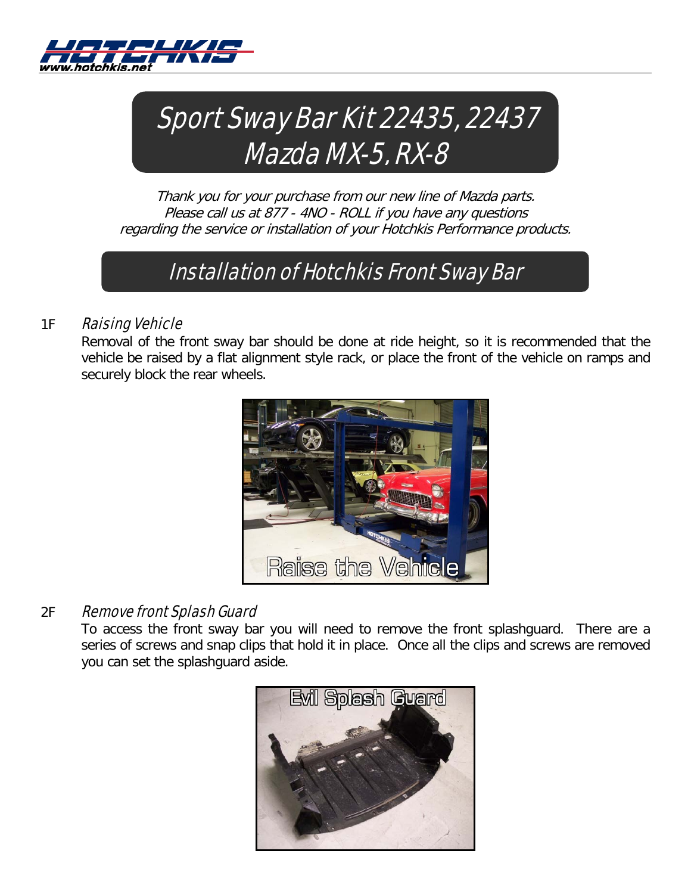# Sport Sway Bar Kit 22435, 22437
# Mazda MX-5, RX-8

*Thank you for your purchase from our new line of Mazda parts.*
*Please call us at 877 - 4NO - ROLL if you have any questions*
*regarding the service or installation of your Hotchkis Performance products.*

## Installation of Hotchkis Front Sway Bar

### 1F *Raising Vehicle*

Removal of the front sway bar should be done at ride height, so it is recommended that the vehicle be raised by a flat alignment style rack, or place the front of the vehicle on ramps and securely block the rear wheels.

### 2F *Remove front Splash Guard*

To access the front sway bar you will need to remove the front splashguard. There are a series of screws and snap clips that hold it in place. Once all the clips and screws are removed you can set the splashguard aside.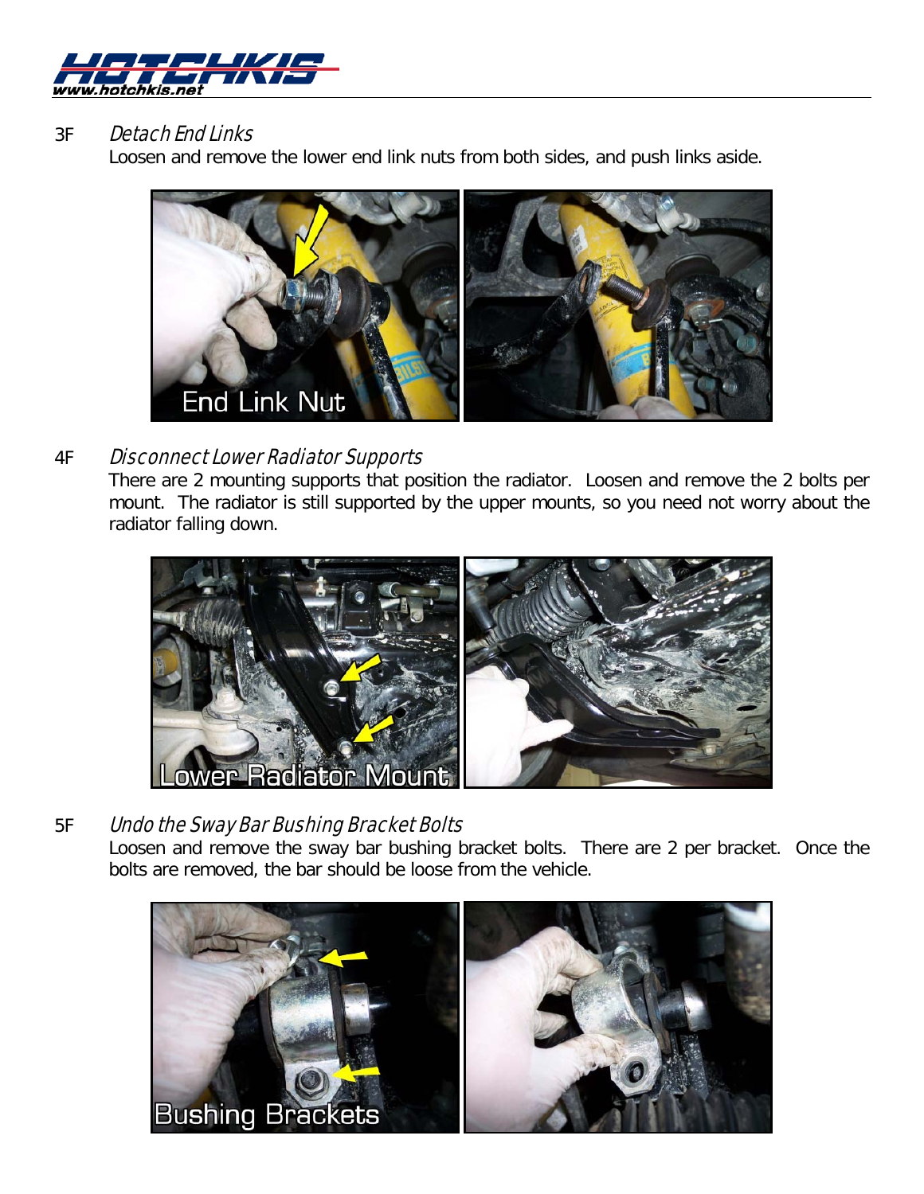## 3F *Detach End Links*

Loosen and remove the lower end link nuts from both sides, and push links aside.

## 4F *Disconnect Lower Radiator Supports*

There are 2 mounting supports that position the radiator. Loosen and remove the 2 bolts per mount. The radiator is still supported by the upper mounts, so you need not worry about the radiator falling down.

## 5F *Undo the Sway Bar Bushing Bracket Bolts*

Loosen and remove the sway bar bushing bracket bolts. There are 2 per bracket. Once the bolts are removed, the bar should be loose from the vehicle.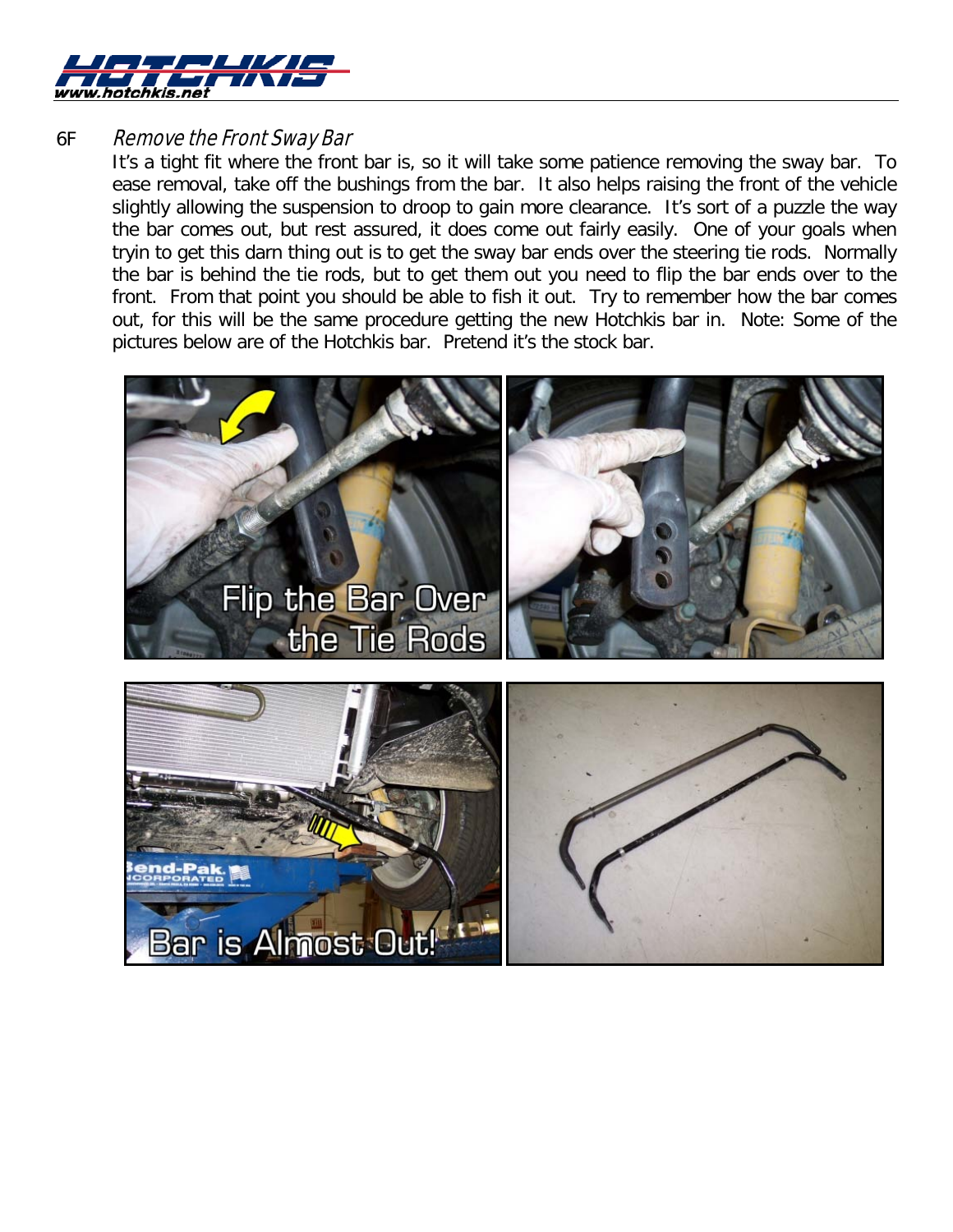## 6F Remove the Front Sway Bar

It's a tight fit where the front bar is, so it will take some patience removing the sway bar. To ease removal, take off the bushings from the bar. It also helps raising the front of the vehicle slightly allowing the suspension to droop to gain more clearance. It's sort of a puzzle the way the bar comes out, but rest assured, it does come out fairly easily. One of your goals when tryin to get this darn thing out is to get the sway bar ends over the steering tie rods. Normally the bar is behind the tie rods, but to get them out you need to flip the bar ends over to the front. From that point you should be able to fish it out. Try to remember how the bar comes out, for this will be the same procedure getting the new Hotchkis bar in. Note: Some of the pictures below are of the Hotchkis bar. Pretend it's the stock bar.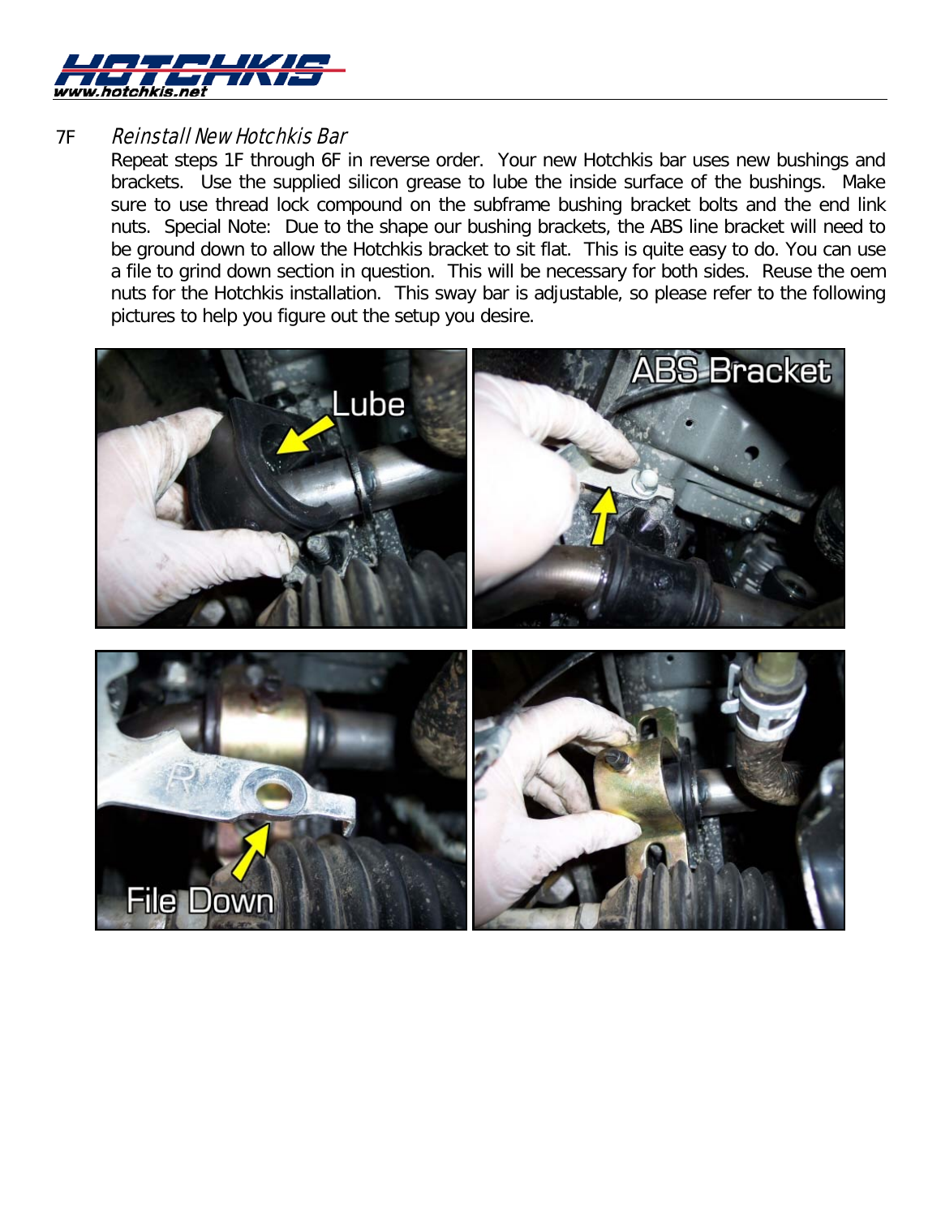## 7F *Reinstall New Hotchkis Bar*

Repeat steps 1F through 6F in reverse order. Your new Hotchkis bar uses new bushings and brackets. Use the supplied silicon grease to lube the inside surface of the bushings. Make sure to use thread lock compound on the subframe bushing bracket bolts and the end link nuts. Special Note: Due to the shape our bushing brackets, the ABS line bracket will need to be ground down to allow the Hotchkis bracket to sit flat. This is quite easy to do. You can use a file to grind down section in question. This will be necessary for both sides. Reuse the oem nuts for the Hotchkis installation. This sway bar is adjustable, so please refer to the following pictures to help you figure out the setup you desire.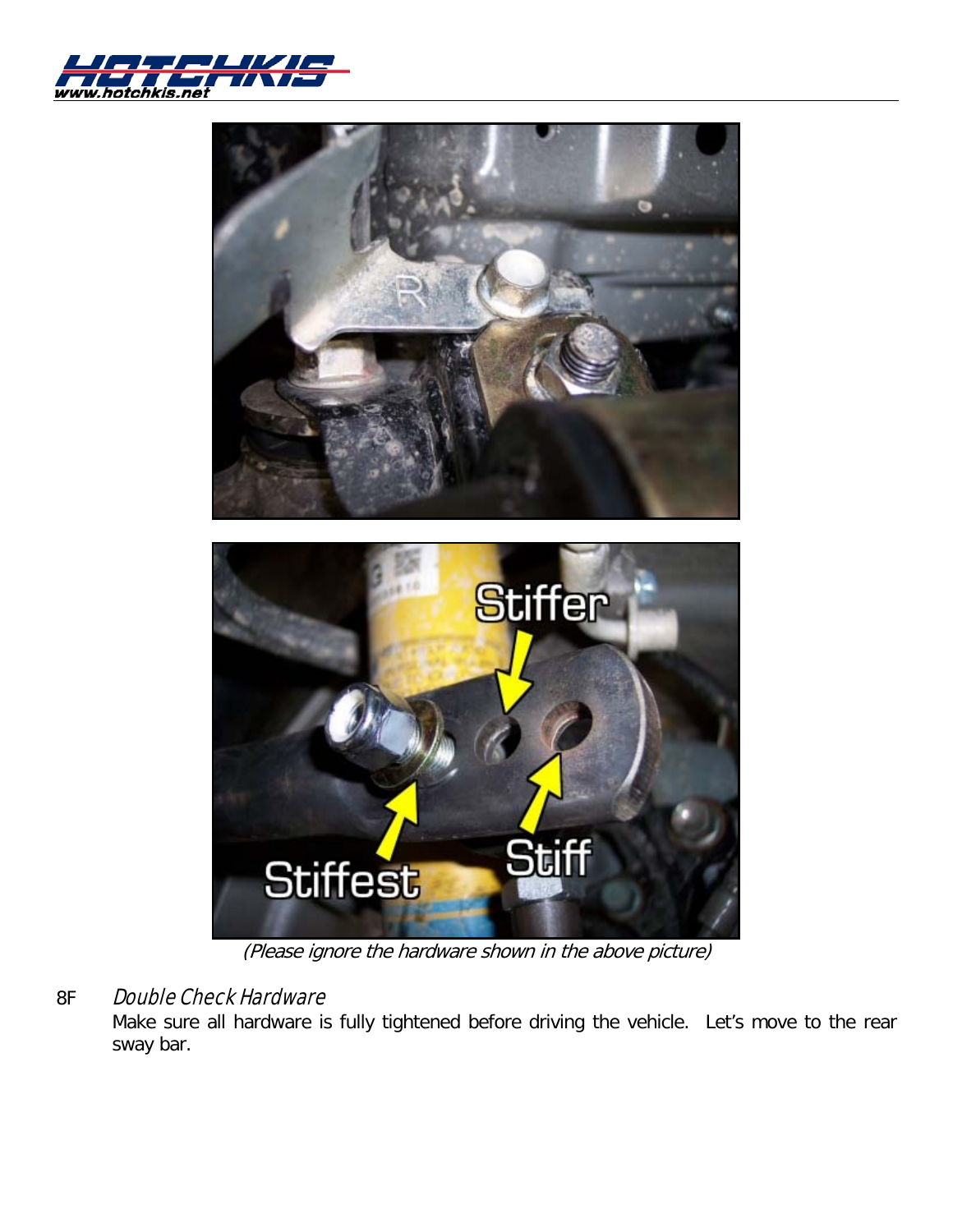(Please ignore the hardware shown in the above picture)

8F *Double Check Hardware*

Make sure all hardware is fully tightened before driving the vehicle. Let's move to the rear sway bar.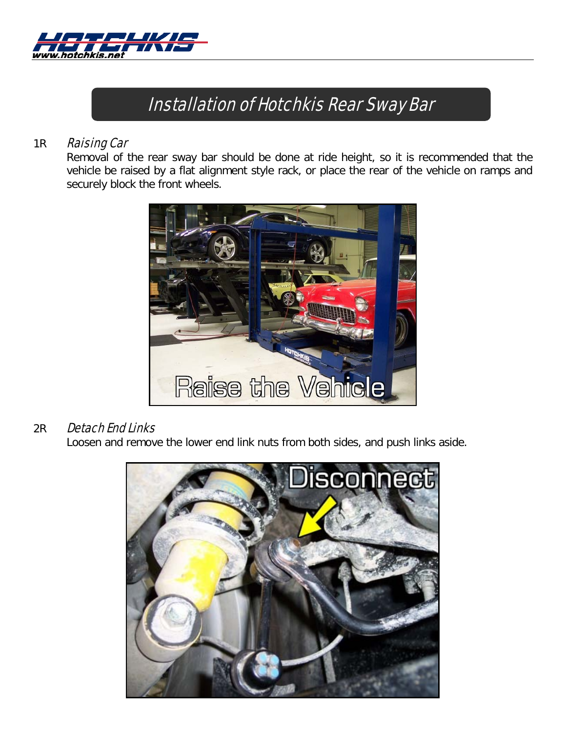# Installation of Hotchkis Rear Sway Bar

## 1R *Raising Car*

Removal of the rear sway bar should be done at ride height, so it is recommended that the vehicle be raised by a flat alignment style rack, or place the rear of the vehicle on ramps and securely block the front wheels.

## 2R *Detach End Links*

Loosen and remove the lower end link nuts from both sides, and push links aside.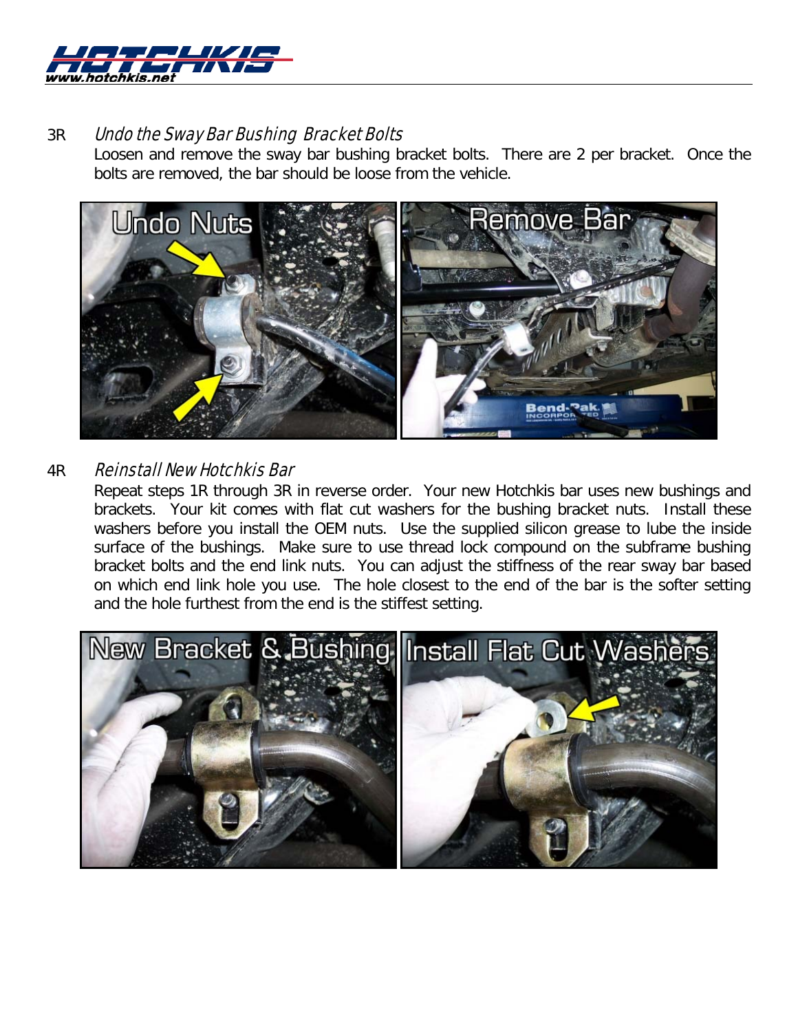3R *Undo the Sway Bar Bushing Bracket Bolts*

Loosen and remove the sway bar bushing bracket bolts. There are 2 per bracket. Once the bolts are removed, the bar should be loose from the vehicle.

4R *Reinstall New Hotchkis Bar*

Repeat steps 1R through 3R in reverse order. Your new Hotchkis bar uses new bushings and brackets. Your kit comes with flat cut washers for the bushing bracket nuts. Install these washers before you install the OEM nuts. Use the supplied silicon grease to lube the inside surface of the bushings. Make sure to use thread lock compound on the subframe bushing bracket bolts and the end link nuts. You can adjust the stiffness of the rear sway bar based on which end link hole you use. The hole closest to the end of the bar is the softer setting and the hole furthest from the end is the stiffest setting.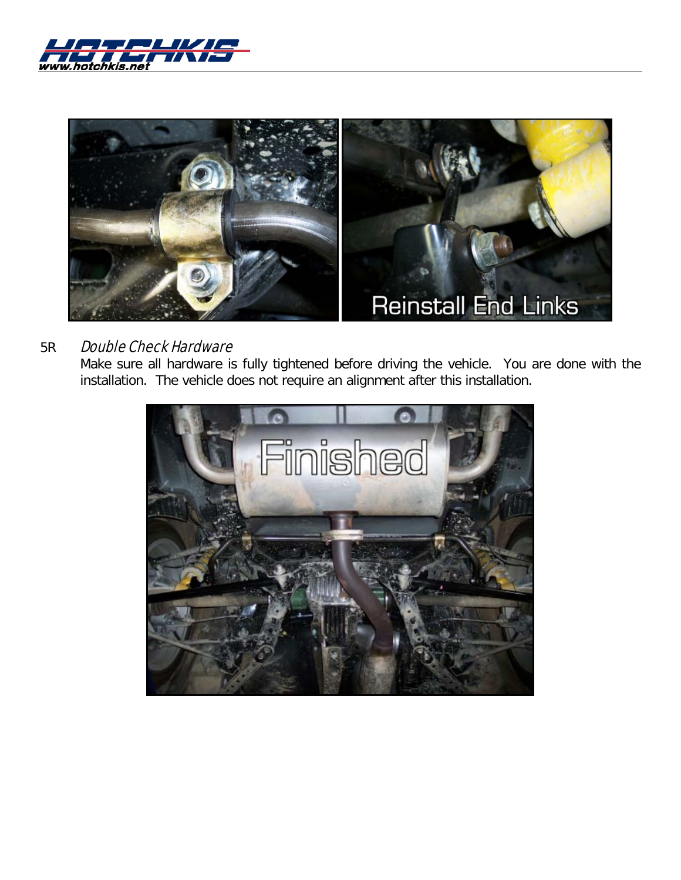5R *Double Check Hardware*

Make sure all hardware is fully tightened before driving the vehicle. You are done with the installation. The vehicle does not require an alignment after this installation.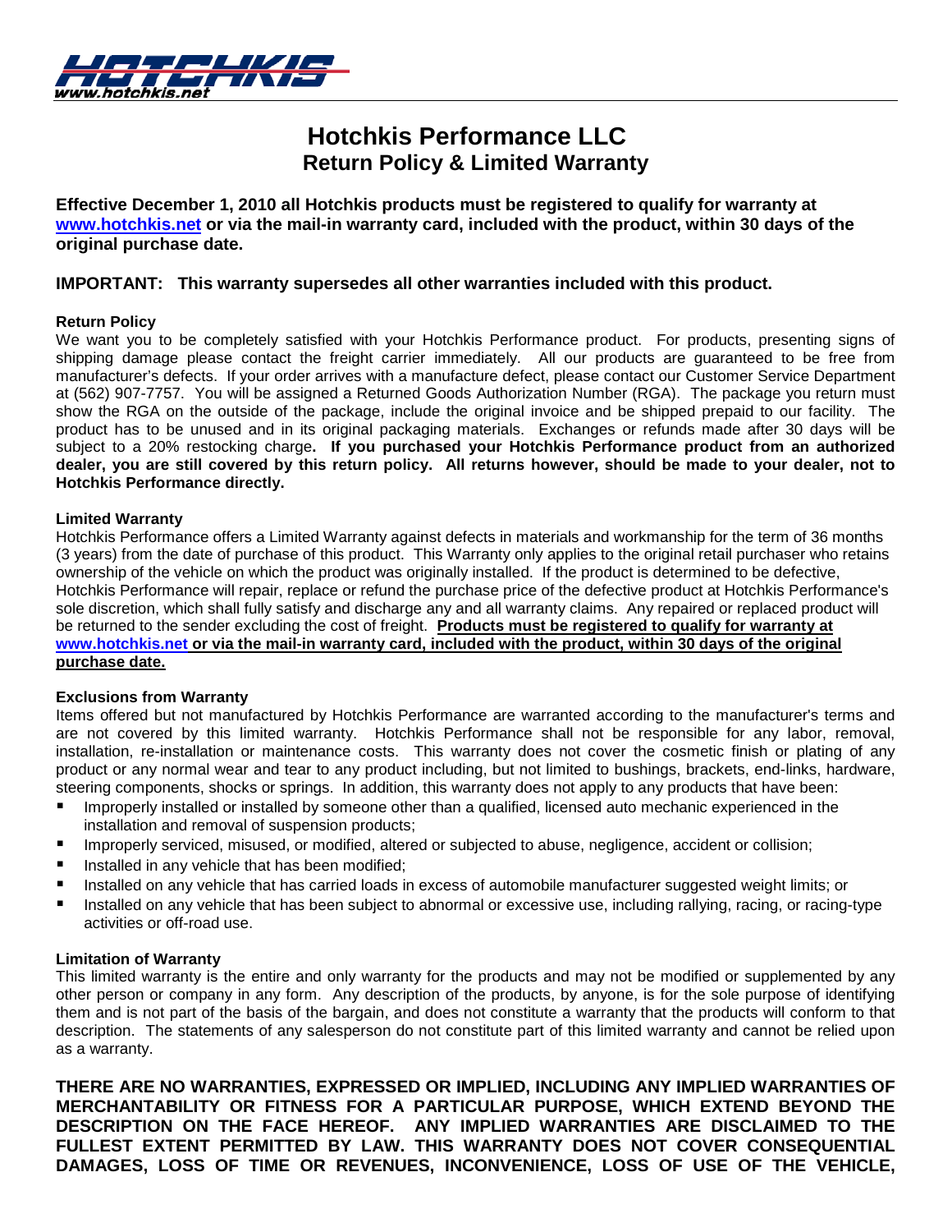# Hotchkis Performance LLC

## Return Policy & Limited Warranty

**Effective December 1, 2010 all Hotchkis products must be registered to qualify for warranty at [www.hotchkis.net](http://www.hotchkis.net) or via the mail-in warranty card, included with the product, within 30 days of the original purchase date.**

**IMPORTANT: This warranty supersedes all other warranties included with this product.**

**Return Policy**

We want you to be completely satisfied with your Hotchkis Performance product. For products, presenting signs of shipping damage please contact the freight carrier immediately. All our products are guaranteed to be free from manufacturer's defects. If your order arrives with a manufacture defect, please contact our Customer Service Department at (562) 907-7757. You will be assigned a Returned Goods Authorization Number (RGA). The package you return must show the RGA on the outside of the package, include the original invoice and be shipped prepaid to our facility. The product has to be unused and in its original packaging materials. Exchanges or refunds made after 30 days will be subject to a 20% restocking charge**. If you purchased your Hotchkis Performance product from an authorized dealer, you are still covered by this return policy. All returns however, should be made to your dealer, not to Hotchkis Performance directly.**

**Limited Warranty**

Hotchkis Performance offers a Limited Warranty against defects in materials and workmanship for the term of 36 months (3 years) from the date of purchase of this product. This Warranty only applies to the original retail purchaser who retains ownership of the vehicle on which the product was originally installed. If the product is determined to be defective, Hotchkis Performance will repair, replace or refund the purchase price of the defective product at Hotchkis Performance's sole discretion, which shall fully satisfy and discharge any and all warranty claims. Any repaired or replaced product will be returned to the sender excluding the cost of freight. **Products must be registered to qualify for warranty at [www.hotchkis.net](http://www.hotchkis.net) or via the mail-in warranty card, included with the product, within 30 days of the original purchase date.**

**Exclusions from Warranty**

Items offered but not manufactured by Hotchkis Performance are warranted according to the manufacturer's terms and are not covered by this limited warranty. Hotchkis Performance shall not be responsible for any labor, removal, installation, re-installation or maintenance costs. This warranty does not cover the cosmetic finish or plating of any product or any normal wear and tear to any product including, but not limited to bushings, brackets, end-links, hardware, steering components, shocks or springs. In addition, this warranty does not apply to any products that have been:

- Improperly installed or installed by someone other than a qualified, licensed auto mechanic experienced in the installation and removal of suspension products;
- Improperly serviced, misused, or modified, altered or subjected to abuse, negligence, accident or collision;
- Installed in any vehicle that has been modified;
- Installed on any vehicle that has carried loads in excess of automobile manufacturer suggested weight limits; or
- Installed on any vehicle that has been subject to abnormal or excessive use, including rallying, racing, or racing-type activities or off-road use.

**Limitation of Warranty**

This limited warranty is the entire and only warranty for the products and may not be modified or supplemented by any other person or company in any form. Any description of the products, by anyone, is for the sole purpose of identifying them and is not part of the basis of the bargain, and does not constitute a warranty that the products will conform to that description. The statements of any salesperson do not constitute part of this limited warranty and cannot be relied upon as a warranty.

**THERE ARE NO WARRANTIES, EXPRESSED OR IMPLIED, INCLUDING ANY IMPLIED WARRANTIES OF MERCHANTABILITY OR FITNESS FOR A PARTICULAR PURPOSE, WHICH EXTEND BEYOND THE DESCRIPTION ON THE FACE HEREOF. ANY IMPLIED WARRANTIES ARE DISCLAIMED TO THE FULLEST EXTENT PERMITTED BY LAW. THIS WARRANTY DOES NOT COVER CONSEQUENTIAL DAMAGES, LOSS OF TIME OR REVENUES, INCONVENIENCE, LOSS OF USE OF THE VEHICLE,**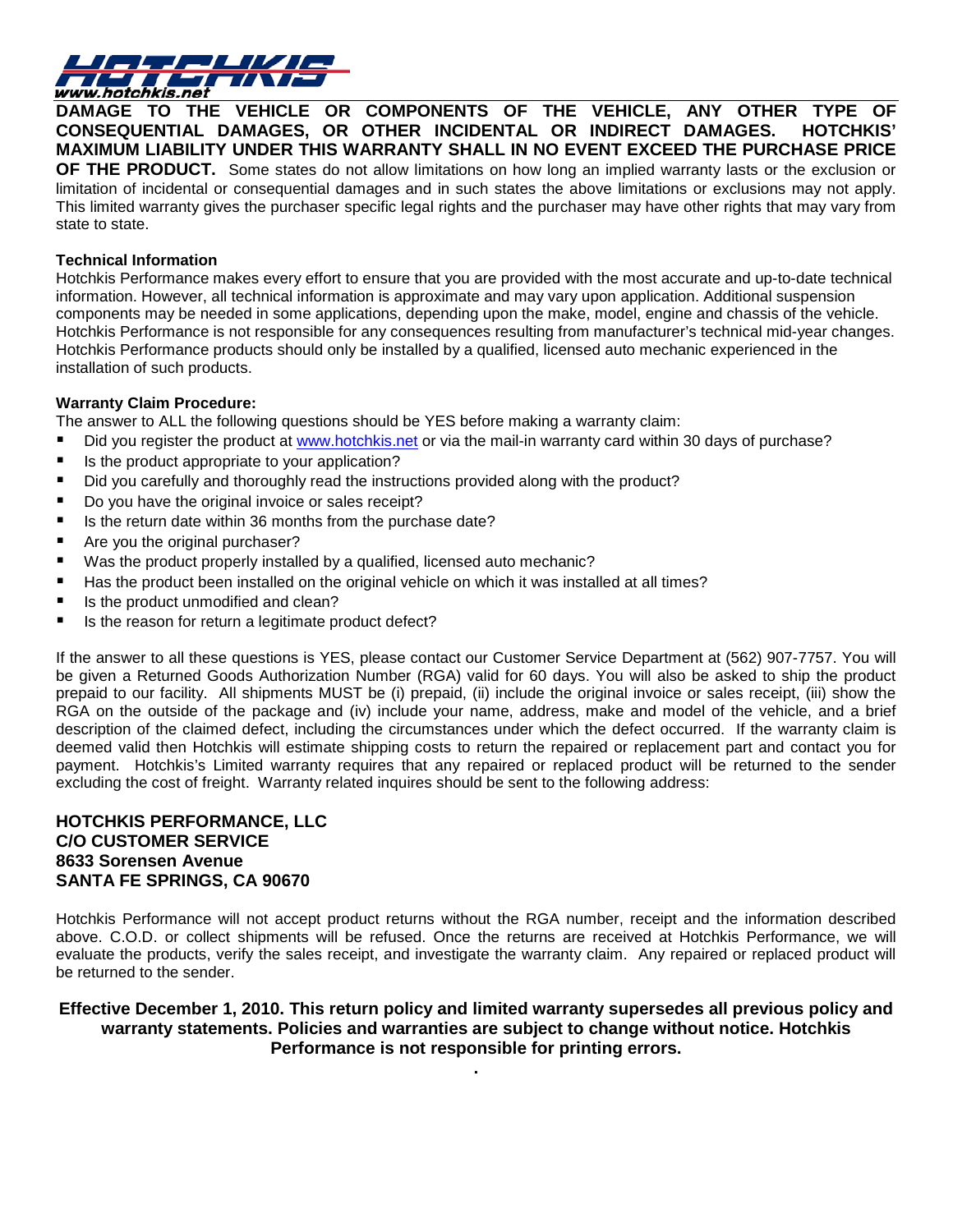**DAMAGE TO THE VEHICLE OR COMPONENTS OF THE VEHICLE, ANY OTHER TYPE OF CONSEQUENTIAL DAMAGES, OR OTHER INCIDENTAL OR INDIRECT DAMAGES. HOTCHKIS' MAXIMUM LIABILITY UNDER THIS WARRANTY SHALL IN NO EVENT EXCEED THE PURCHASE PRICE OF THE PRODUCT.** Some states do not allow limitations on how long an implied warranty lasts or the exclusion or limitation of incidental or consequential damages and in such states the above limitations or exclusions may not apply. This limited warranty gives the purchaser specific legal rights and the purchaser may have other rights that may vary from state to state.

**Technical Information**

Hotchkis Performance makes every effort to ensure that you are provided with the most accurate and up-to-date technical information. However, all technical information is approximate and may vary upon application. Additional suspension components may be needed in some applications, depending upon the make, model, engine and chassis of the vehicle. Hotchkis Performance is not responsible for any consequences resulting from manufacturer's technical mid-year changes. Hotchkis Performance products should only be installed by a qualified, licensed auto mechanic experienced in the installation of such products.

**Warranty Claim Procedure:**

The answer to ALL the following questions should be YES before making a warranty claim:

- Did you register the product at www.hotchkis.net or via the mail-in warranty card within 30 days of purchase?
- Is the product appropriate to your application?
- Did you carefully and thoroughly read the instructions provided along with the product?
- Do you have the original invoice or sales receipt?
- Is the return date within 36 months from the purchase date?
- Are you the original purchaser?
- Was the product properly installed by a qualified, licensed auto mechanic?
- Has the product been installed on the original vehicle on which it was installed at all times?
- Is the product unmodified and clean?
- Is the reason for return a legitimate product defect?

If the answer to all these questions is YES, please contact our Customer Service Department at (562) 907-7757. You will be given a Returned Goods Authorization Number (RGA) valid for 60 days. You will also be asked to ship the product prepaid to our facility. All shipments MUST be (i) prepaid, (ii) include the original invoice or sales receipt, (iii) show the RGA on the outside of the package and (iv) include your name, address, make and model of the vehicle, and a brief description of the claimed defect, including the circumstances under which the defect occurred. If the warranty claim is deemed valid then Hotchkis will estimate shipping costs to return the repaired or replacement part and contact you for payment. Hotchkis's Limited warranty requires that any repaired or replaced product will be returned to the sender excluding the cost of freight. Warranty related inquires should be sent to the following address:

**HOTCHKIS PERFORMANCE, LLC**
**C/O CUSTOMER SERVICE**
**8633 Sorensen Avenue**
**SANTA FE SPRINGS, CA 90670**

Hotchkis Performance will not accept product returns without the RGA number, receipt and the information described above. C.O.D. or collect shipments will be refused. Once the returns are received at Hotchkis Performance, we will evaluate the products, verify the sales receipt, and investigate the warranty claim. Any repaired or replaced product will be returned to the sender.

**Effective December 1, 2010. This return policy and limited warranty supersedes all previous policy and warranty statements. Policies and warranties are subject to change without notice. Hotchkis Performance is not responsible for printing errors.**